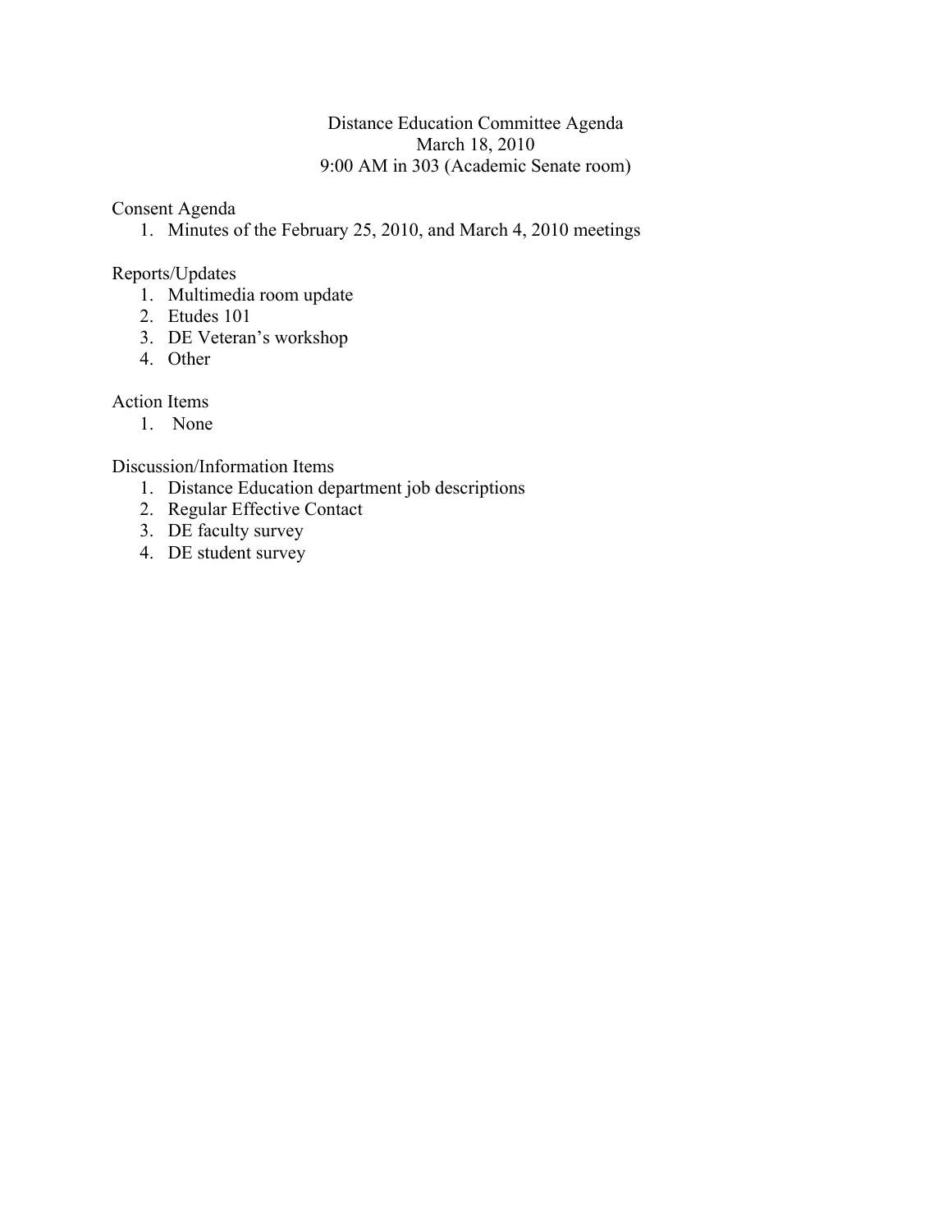# Distance Education Committee Agenda

March 18, 2010

9:00 AM in 303 (Academic Senate room)

## Consent Agenda

1. Minutes of the February 25, 2010, and March 4, 2010 meetings

## Reports/Updates

1. Multimedia room update
2. Etudes 101
3. DE Veteran's workshop
4. Other

## Action Items

1. None

## Discussion/Information Items

1. Distance Education department job descriptions
2. Regular Effective Contact
3. DE faculty survey
4. DE student survey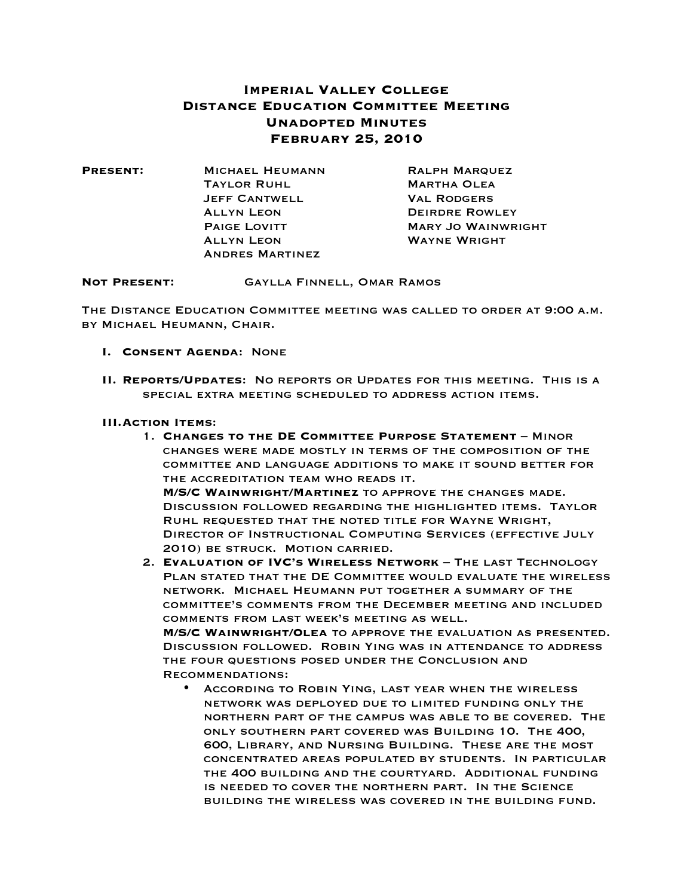# Imperial Valley College
# Distance Education Committee Meeting
# Unadopted Minutes
# February 25, 2010

**Present:**

| | |
|---|---|
| Michael Heumann | Ralph Marquez |
| Taylor Ruhl | Martha Olea |
| Jeff Cantwell | Val Rodgers |
| Allyn Leon | Deirdre Rowley |
| Paige Lovitt | Mary Jo Wainwright |
| Allyn Leon | Wayne Wright |
| Andres Martinez | |

**Not Present:** Gaylla Finnell, Omar Ramos

The Distance Education Committee meeting was called to order at 9:00 a.m. by Michael Heumann, Chair.

I. **Consent Agenda**: None

II. **Reports/Updates**: No reports or Updates for this meeting. This is a special extra meeting scheduled to address action items.

III. **Action Items**:

1. **Changes to the DE Committee Purpose Statement** – Minor changes were made mostly in terms of the composition of the committee and language additions to make it sound better for the accreditation team who reads it.
   **M/S/C Wainwright/Martinez** to approve the changes made. Discussion followed regarding the highlighted items. Taylor Ruhl requested that the noted title for Wayne Wright, Director of Instructional Computing Services (effective July 2010) be struck. Motion carried.
2. **Evaluation of IVC's Wireless Network** – The last Technology Plan stated that the DE Committee would evaluate the wireless network. Michael Heumann put together a summary of the committee's comments from the December meeting and included comments from last week's meeting as well.
   **M/S/C Wainwright/Olea** to approve the evaluation as presented. Discussion followed. Robin Ying was in attendance to address the four questions posed under the Conclusion and Recommendations:
   - According to Robin Ying, last year when the wireless network was deployed due to limited funding only the northern part of the campus was able to be covered. The only southern part covered was Building 10. The 400, 600, Library, and Nursing Building. These are the most concentrated areas populated by students. In particular the 400 building and the courtyard. Additional funding is needed to cover the northern part. In the Science building the wireless was covered in the building fund.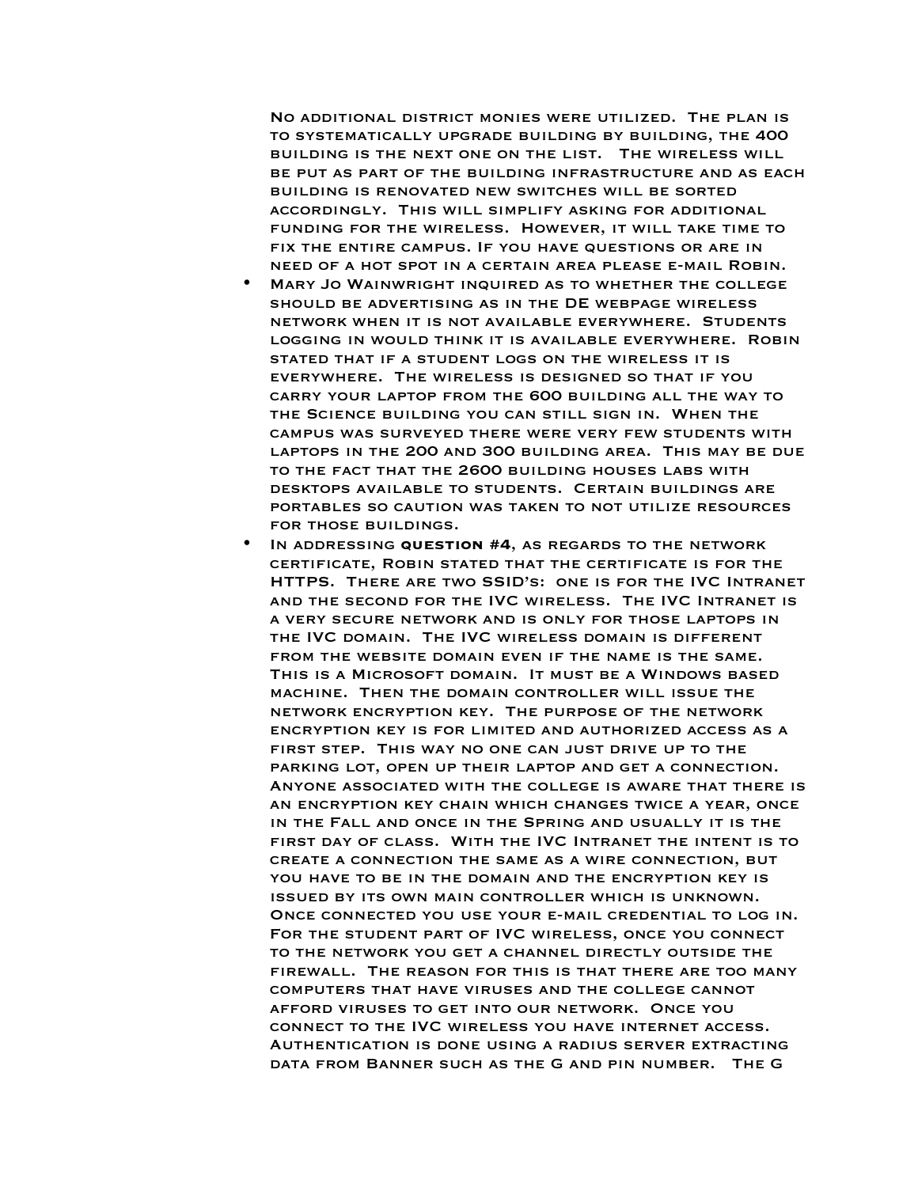No additional district monies were utilized. The plan is to systematically upgrade building by building, the 400 building is the next one on the list. The wireless will be put as part of the building infrastructure and as each building is renovated new switches will be sorted accordingly. This will simplify asking for additional funding for the wireless. However, it will take time to fix the entire campus. If you have questions or are in need of a hot spot in a certain area please e-mail Robin.

- Mary Jo Wainwright inquired as to whether the college should be advertising as in the DE webpage wireless network when it is not available everywhere. Students logging in would think it is available everywhere. Robin stated that if a student logs on the wireless it is everywhere. The wireless is designed so that if you carry your laptop from the 600 building all the way to the Science building you can still sign in. When the campus was surveyed there were very few students with laptops in the 200 and 300 building area. This may be due to the fact that the 2600 building houses labs with desktops available to students. Certain buildings are portables so caution was taken to not utilize resources for those buildings.
- In addressing **question #4**, as regards to the network certificate, Robin stated that the certificate is for the HTTPS. There are two SSID's: one is for the IVC Intranet and the second for the IVC wireless. The IVC Intranet is a very secure network and is only for those laptops in the IVC domain. The IVC wireless domain is different from the website domain even if the name is the same. This is a Microsoft domain. It must be a Windows based machine. Then the domain controller will issue the network encryption key. The purpose of the network encryption key is for limited and authorized access as a first step. This way no one can just drive up to the parking lot, open up their laptop and get a connection. Anyone associated with the college is aware that there is an encryption key chain which changes twice a year, once in the Fall and once in the Spring and usually it is the first day of class. With the IVC Intranet the intent is to create a connection the same as a wire connection, but you have to be in the domain and the encryption key is issued by its own main controller which is unknown. Once connected you use your e-mail credential to log in. For the student part of IVC wireless, once you connect to the network you get a channel directly outside the firewall. The reason for this is that there are too many computers that have viruses and the college cannot afford viruses to get into our network. Once you connect to the IVC wireless you have internet access. Authentication is done using a radius server extracting data from Banner such as the G and pin number. The G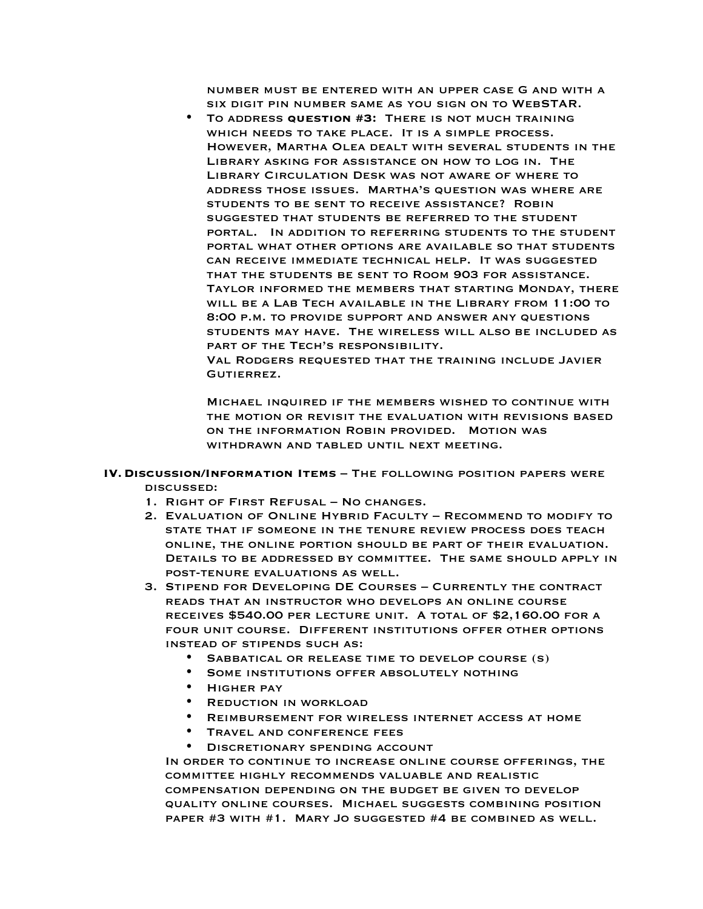number must be entered with an upper case G and with a six digit pin number same as you sign on to WebSTAR.

- To address **question #3:** There is not much training which needs to take place. It is a simple process. However, Martha Olea dealt with several students in the Library asking for assistance on how to log in. The Library Circulation Desk was not aware of where to address those issues. Martha's question was where are students to be sent to receive assistance? Robin suggested that students be referred to the student portal. In addition to referring students to the student portal what other options are available so that students can receive immediate technical help. It was suggested that the students be sent to Room 903 for assistance. Taylor informed the members that starting Monday, there will be a Lab Tech available in the Library from 11:00 to 8:00 p.m. to provide support and answer any questions students may have. The wireless will also be included as part of the Tech's responsibility.

  Val Rodgers requested that the training include Javier Gutierrez.

  Michael inquired if the members wished to continue with the motion or revisit the evaluation with revisions based on the information Robin provided. Motion was withdrawn and tabled until next meeting.

**IV. Discussion/Information Items** – The following position papers were discussed:

1. Right of First Refusal – No changes.
2. Evaluation of Online Hybrid Faculty – Recommend to modify to state that if someone in the tenure review process does teach online, the online portion should be part of their evaluation. Details to be addressed by committee. The same should apply in post-tenure evaluations as well.
3. Stipend for Developing DE Courses – Currently the contract reads that an instructor who develops an online course receives $540.00 per lecture unit. A total of $2,160.00 for a four unit course. Different institutions offer other options instead of stipends such as:
   - Sabbatical or release time to develop course (s)
   - Some institutions offer absolutely nothing
   - Higher pay
   - Reduction in workload
   - Reimbursement for wireless internet access at home
   - Travel and conference fees
   - Discretionary spending account

   In order to continue to increase online course offerings, the committee highly recommends valuable and realistic compensation depending on the budget be given to develop quality online courses. Michael suggests combining position paper #3 with #1. Mary Jo suggested #4 be combined as well.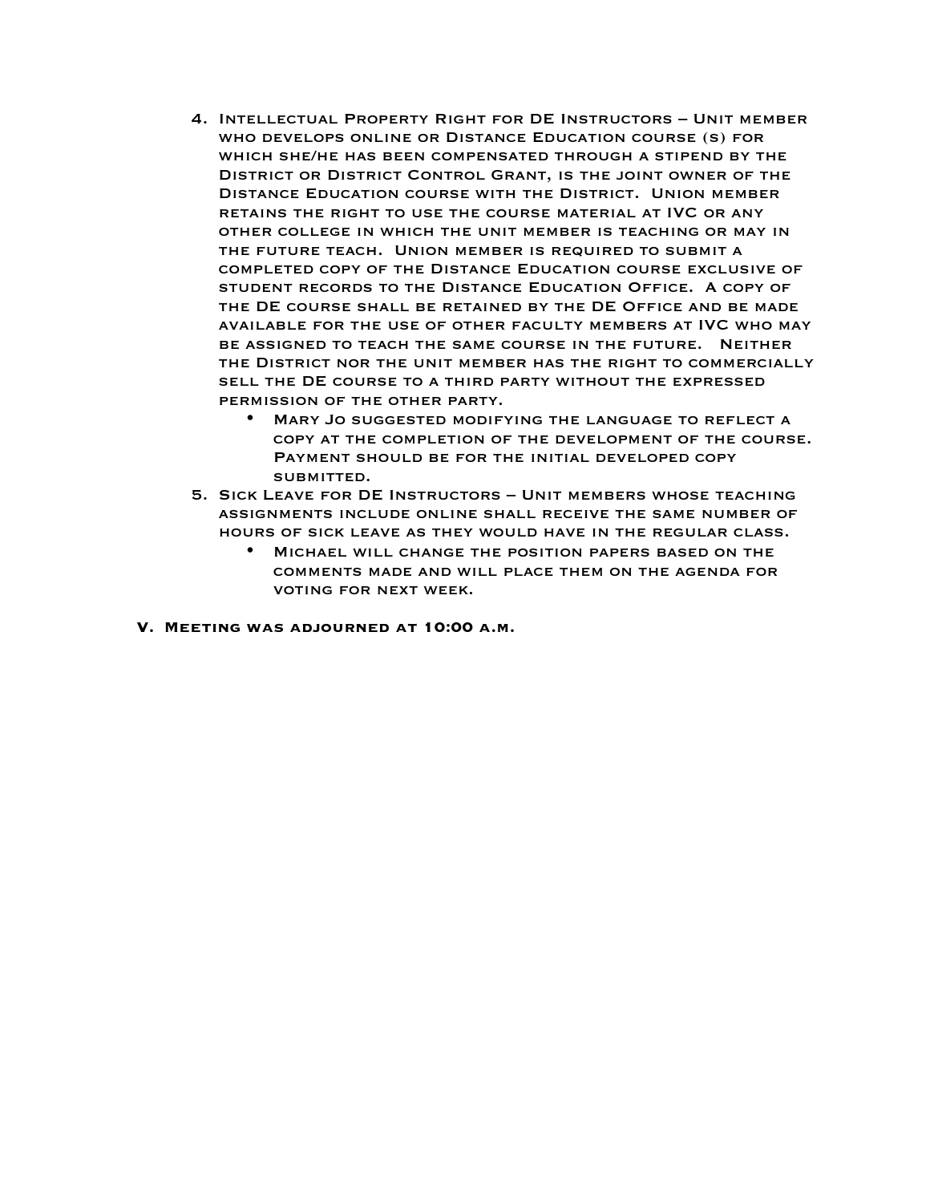4. Intellectual Property Right for DE Instructors – Unit member who develops online or Distance Education course (s) for which she/he has been compensated through a stipend by the District or District Control Grant, is the joint owner of the Distance Education course with the District. Union member retains the right to use the course material at IVC or any other college in which the unit member is teaching or may in the future teach. Union member is required to submit a completed copy of the Distance Education course exclusive of student records to the Distance Education Office. A copy of the DE course shall be retained by the DE Office and be made available for the use of other faculty members at IVC who may be assigned to teach the same course in the future. Neither the District nor the unit member has the right to commercially sell the DE course to a third party without the expressed permission of the other party.
   - Mary Jo suggested modifying the language to reflect a copy at the completion of the development of the course. Payment should be for the initial developed copy submitted.
5. Sick Leave for DE Instructors – Unit members whose teaching assignments include online shall receive the same number of hours of sick leave as they would have in the regular class.
   - Michael will change the position papers based on the comments made and will place them on the agenda for voting for next week.

**V. Meeting was adjourned at 10:00 a.m.**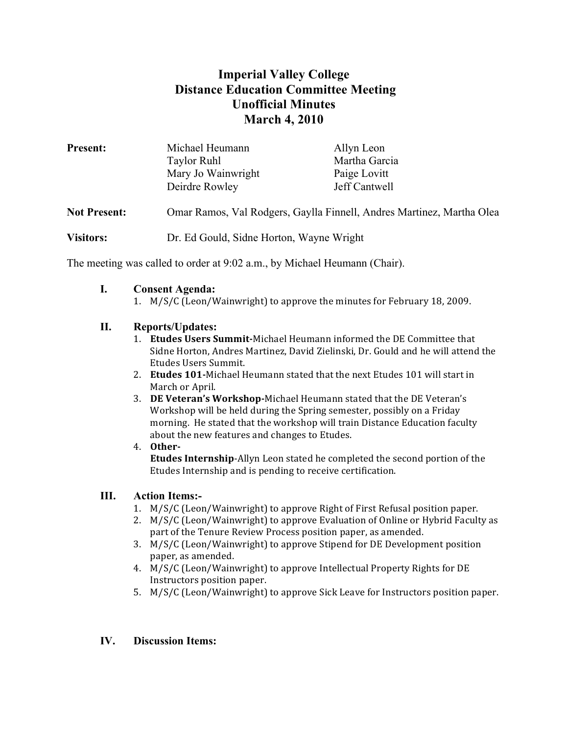# Imperial Valley College
## Distance Education Committee Meeting
## Unofficial Minutes
## March 4, 2010

| | | |
|---|---|---|
| **Present:** | Michael Heumann | Allyn Leon |
| | Taylor Ruhl | Martha Garcia |
| | Mary Jo Wainwright | Paige Lovitt |
| | Deirdre Rowley | Jeff Cantwell |

**Not Present:** Omar Ramos, Val Rodgers, Gaylla Finnell, Andres Martinez, Martha Olea

**Visitors:** Dr. Ed Gould, Sidne Horton, Wayne Wright

The meeting was called to order at 9:02 a.m., by Michael Heumann (Chair).

**I. Consent Agenda:**

1. M/S/C (Leon/Wainwright) to approve the minutes for February 18, 2009.

**II. Reports/Updates:**

1. **Etudes Users Summit-**Michael Heumann informed the DE Committee that Sidne Horton, Andres Martinez, David Zielinski, Dr. Gould and he will attend the Etudes Users Summit.
2. **Etudes 101-**Michael Heumann stated that the next Etudes 101 will start in March or April.
3. **DE Veteran's Workshop-**Michael Heumann stated that the DE Veteran's Workshop will be held during the Spring semester, possibly on a Friday morning. He stated that the workshop will train Distance Education faculty about the new features and changes to Etudes.
4. **Other-**
   **Etudes Internship**-Allyn Leon stated he completed the second portion of the Etudes Internship and is pending to receive certification.

**III. Action Items:-**

1. M/S/C (Leon/Wainwright) to approve Right of First Refusal position paper.
2. M/S/C (Leon/Wainwright) to approve Evaluation of Online or Hybrid Faculty as part of the Tenure Review Process position paper, as amended.
3. M/S/C (Leon/Wainwright) to approve Stipend for DE Development position paper, as amended.
4. M/S/C (Leon/Wainwright) to approve Intellectual Property Rights for DE Instructors position paper.
5. M/S/C (Leon/Wainwright) to approve Sick Leave for Instructors position paper.

**IV. Discussion Items:**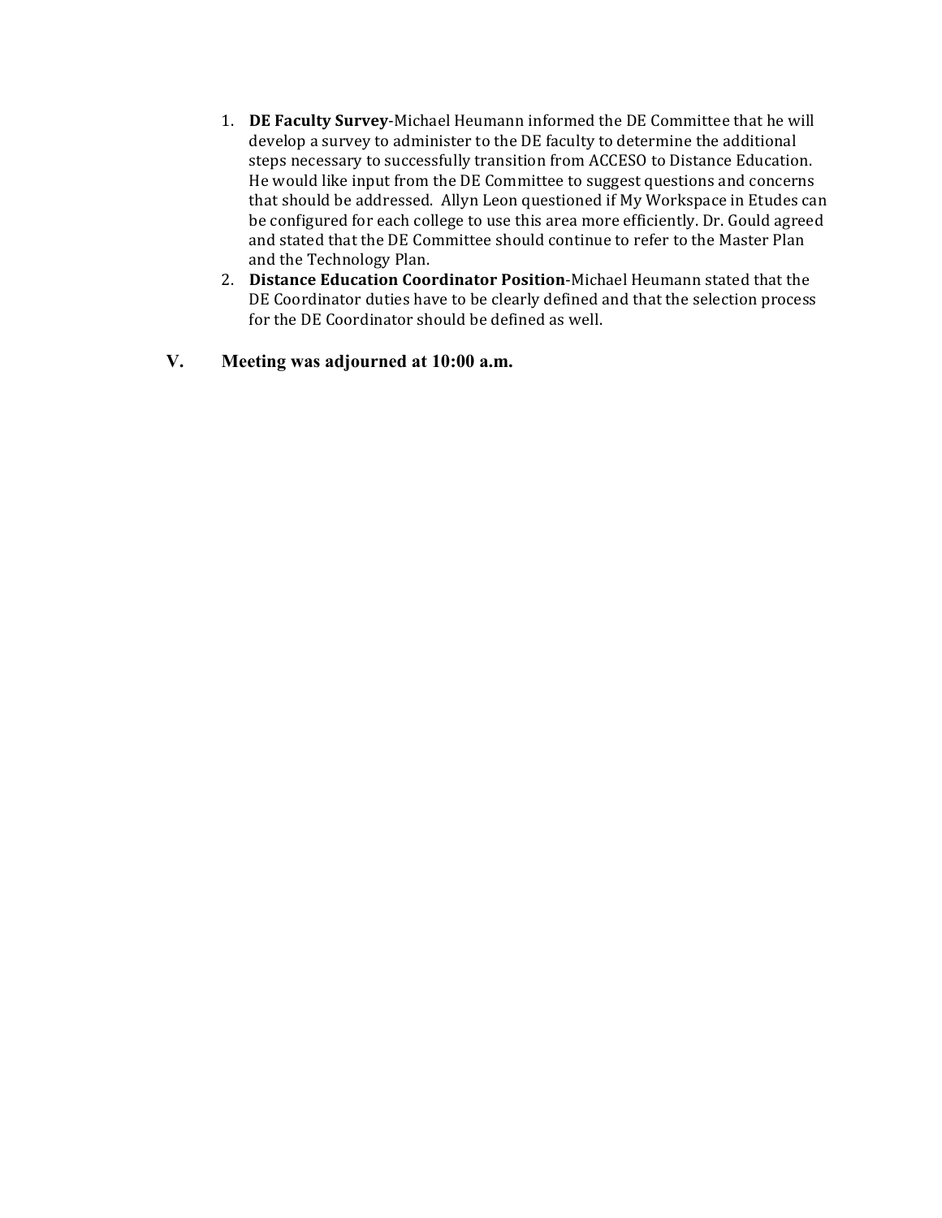1. **DE Faculty Survey**-Michael Heumann informed the DE Committee that he will develop a survey to administer to the DE faculty to determine the additional steps necessary to successfully transition from ACCESO to Distance Education. He would like input from the DE Committee to suggest questions and concerns that should be addressed. Allyn Leon questioned if My Workspace in Etudes can be configured for each college to use this area more efficiently. Dr. Gould agreed and stated that the DE Committee should continue to refer to the Master Plan and the Technology Plan.
2. **Distance Education Coordinator Position**-Michael Heumann stated that the DE Coordinator duties have to be clearly defined and that the selection process for the DE Coordinator should be defined as well.

**V. Meeting was adjourned at 10:00 a.m.**